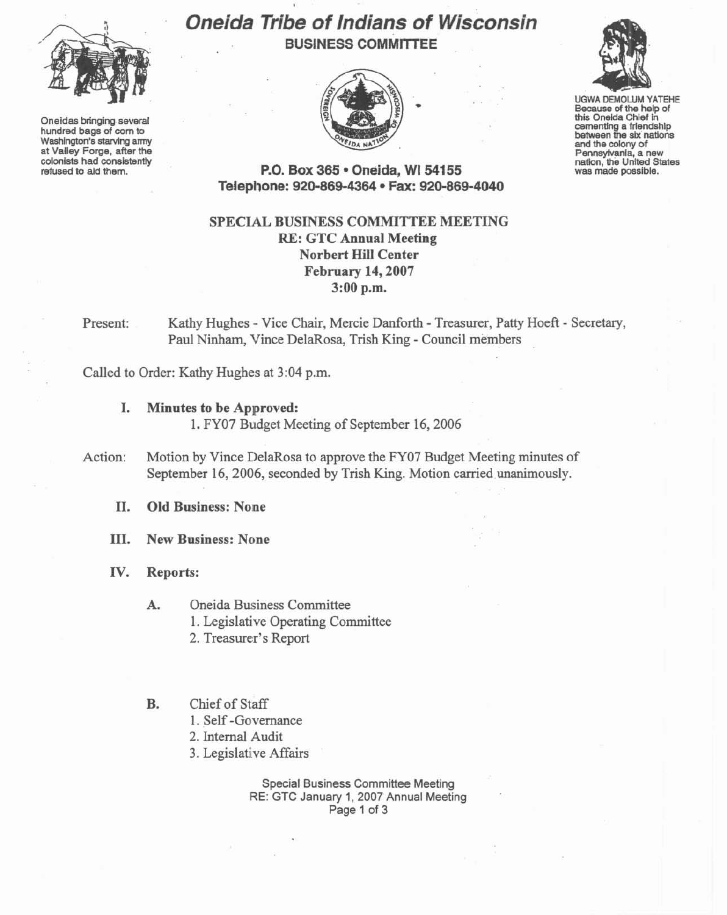Oneidas bringing several hundred bags of corn to Washington's starving army at Valley Forge, after the colonists had consistently refused to aid them.

# Oneida Tribe of Indians of Wisconsin

**BUSINESS COMMITTEE**

UGWA DEMOLUM YATEHE
Because of the help of this Oneida Chief in cementing a friendship between the six nations and the colony of Pennsylvania, a new nation, the United States was made possible.

**P.O. Box 365 • Oneida, WI 54155**
**Telephone: 920-869-4364 • Fax: 920-869-4040**

## SPECIAL BUSINESS COMMITTEE MEETING
**RE: GTC Annual Meeting**
**Norbert Hill Center**
**February 14, 2007**
**3:00 p.m.**

Present: Kathy Hughes - Vice Chair, Mercie Danforth - Treasurer, Patty Hoeft - Secretary, Paul Ninham, Vince DelaRosa, Trish King - Council members

Called to Order: Kathy Hughes at 3:04 p.m.

**I. Minutes to be Approved:**
1. FY07 Budget Meeting of September 16, 2006

Action: Motion by Vince DelaRosa to approve the FY07 Budget Meeting minutes of September 16, 2006, seconded by Trish King. Motion carried unanimously.

**II. Old Business: None**

**III. New Business: None**

**IV. Reports:**

A. Oneida Business Committee
1. Legislative Operating Committee
2. Treasurer's Report

B. Chief of Staff
1. Self -Governance
2. Internal Audit
3. Legislative Affairs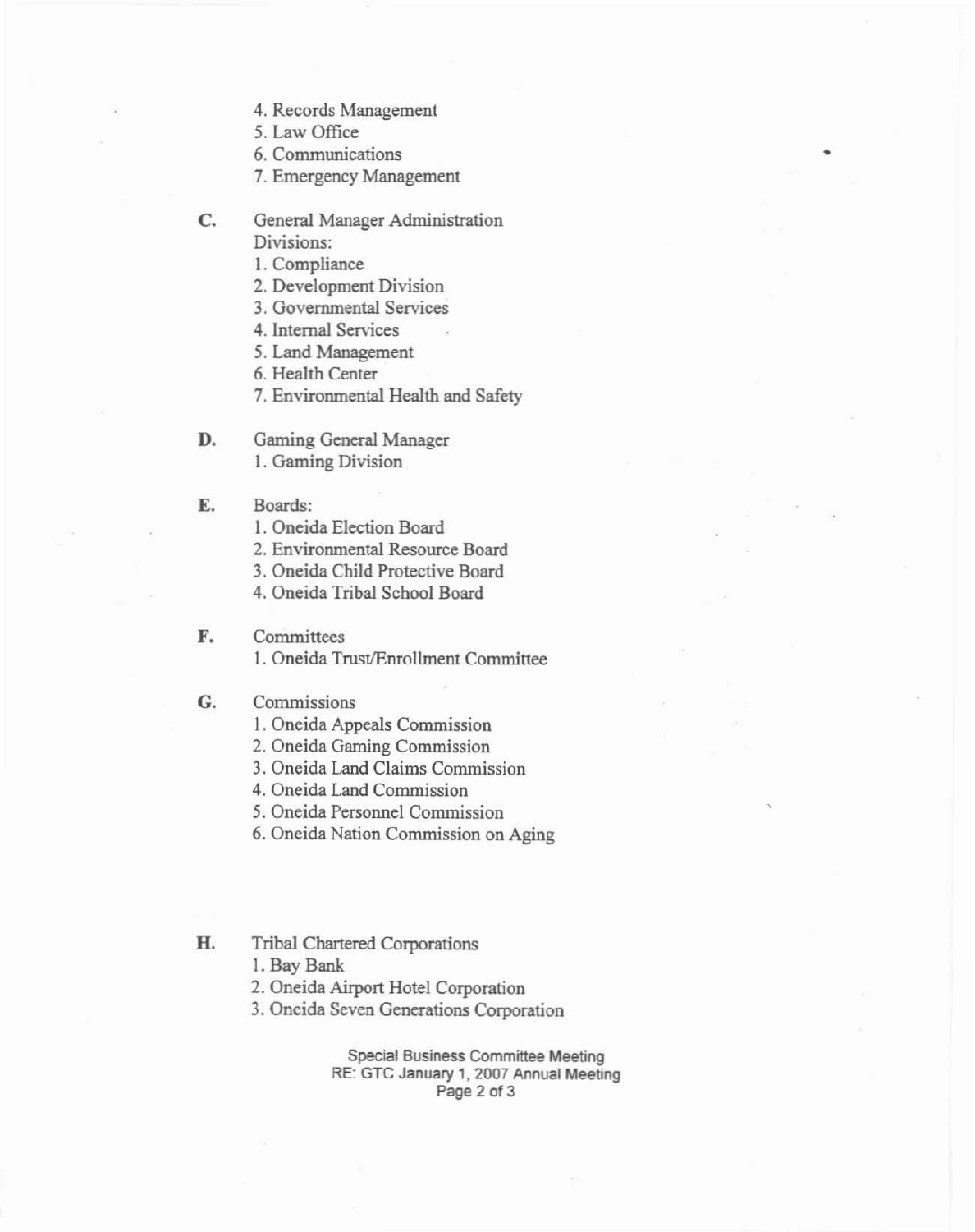4. Records Management
5. Law Office
6. Communications
7. Emergency Management

C. General Manager Administration
Divisions:
1. Compliance
2. Development Division
3. Governmental Services
4. Internal Services
5. Land Management
6. Health Center
7. Environmental Health and Safety

D. Gaming General Manager
1. Gaming Division

E. Boards:
1. Oneida Election Board
2. Environmental Resource Board
3. Oneida Child Protective Board
4. Oneida Tribal School Board

F. Committees
1. Oneida Trust/Enrollment Committee

G. Commissions
1. Oneida Appeals Commission
2. Oneida Gaming Commission
3. Oneida Land Claims Commission
4. Oneida Land Commission
5. Oneida Personnel Commission
6. Oneida Nation Commission on Aging

H. Tribal Chartered Corporations
1. Bay Bank
2. Oneida Airport Hotel Corporation
3. Oneida Seven Generations Corporation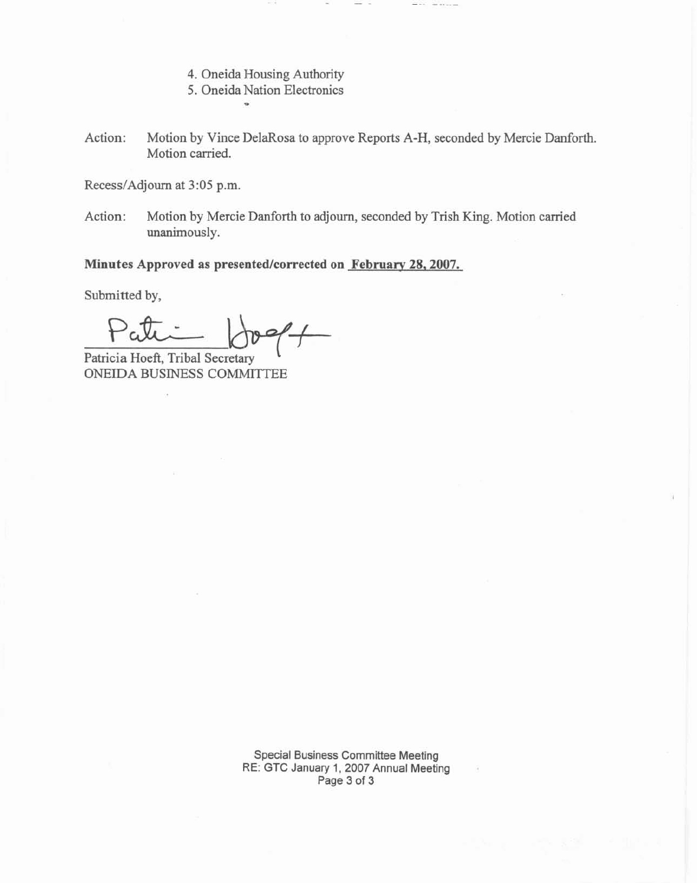4. Oneida Housing Authority
5. Oneida Nation Electronics

Action: Motion by Vince DelaRosa to approve Reports A-H, seconded by Mercie Danforth. Motion carried.

Recess/Adjourn at 3:05 p.m.

Action: Motion by Mercie Danforth to adjourn, seconded by Trish King. Motion carried unanimously.

**Minutes Approved as presented/corrected on February 28, 2007.**

Submitted by,

Patricia Hoeft, Tribal Secretary
ONEIDA BUSINESS COMMITTEE